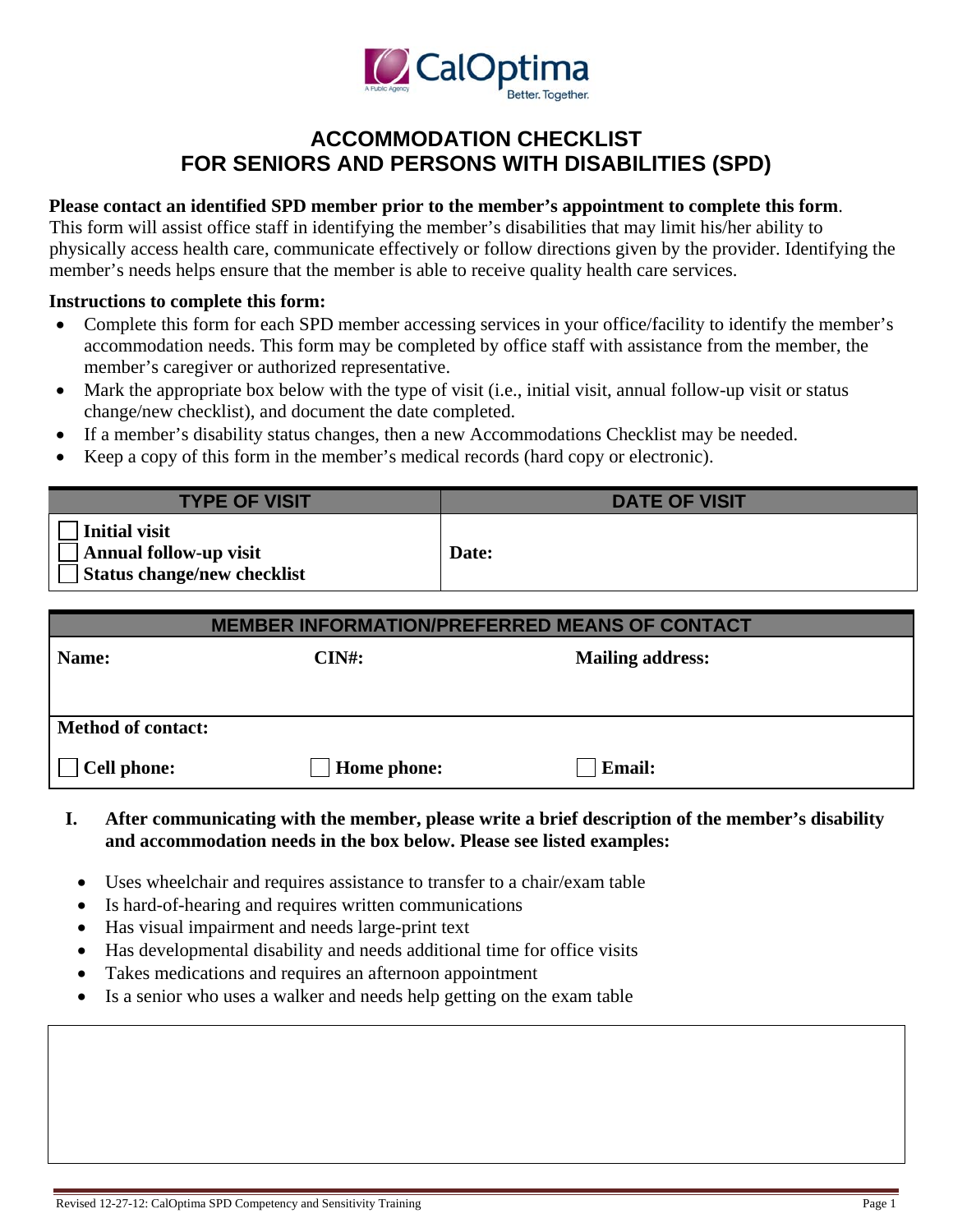# ACCOMMODATION CHECKLIST FOR SENIORS AND PERSONS WITH DISABILITIES (SPD)

**Please contact an identified SPD member prior to the member's appointment to complete this form**. This form will assist office staff in identifying the member's disabilities that may limit his/her ability to physically access health care, communicate effectively or follow directions given by the provider. Identifying the member's needs helps ensure that the member is able to receive quality health care services.

**Instructions to complete this form:**

- Complete this form for each SPD member accessing services in your office/facility to identify the member's accommodation needs. This form may be completed by office staff with assistance from the member, the member's caregiver or authorized representative.
- Mark the appropriate box below with the type of visit (i.e., initial visit, annual follow-up visit or status change/new checklist), and document the date completed.
- If a member's disability status changes, then a new Accommodations Checklist may be needed.
- Keep a copy of this form in the member's medical records (hard copy or electronic).

| TYPE OF VISIT | DATE OF VISIT |
|---|---|
| ☐ **Initial visit**<br>☐ **Annual follow-up visit**<br>☐ **Status change/new checklist** | **Date:** |

| MEMBER INFORMATION/PREFERRED MEANS OF CONTACT | | |
|---|---|---|
| **Name:** | **CIN#:** | **Mailing address:** |
| **Method of contact:** | | |
| ☐ **Cell phone:** | ☐ **Home phone:** | ☐ **Email:** |

**I. After communicating with the member, please write a brief description of the member's disability and accommodation needs in the box below. Please see listed examples:**

- Uses wheelchair and requires assistance to transfer to a chair/exam table
- Is hard-of-hearing and requires written communications
- Has visual impairment and needs large-print text
- Has developmental disability and needs additional time for office visits
- Takes medications and requires an afternoon appointment
- Is a senior who uses a walker and needs help getting on the exam table

| |
|---|
| |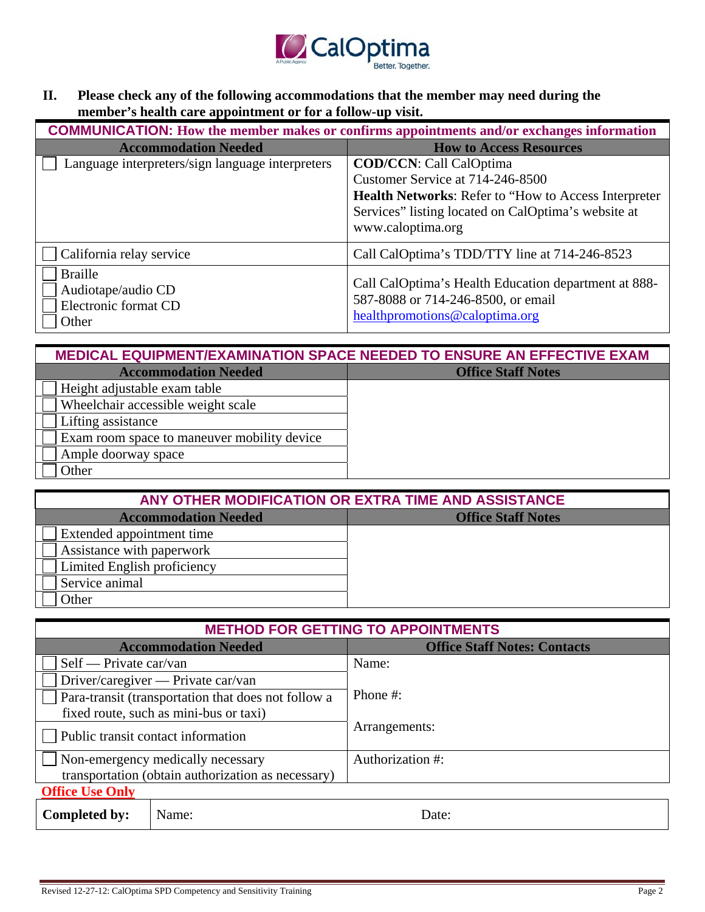**II. Please check any of the following accommodations that the member may need during the member's health care appointment or for a follow-up visit.**

| COMMUNICATION: How the member makes or confirms appointments and/or exchanges information | |
|---|---|
| **Accommodation Needed** | **How to Access Resources** |
| ☐ Language interpreters/sign language interpreters | **COD/CCN**: Call CalOptima Customer Service at 714-246-8500<br>**Health Networks**: Refer to "How to Access Interpreter Services" listing located on CalOptima's website at www.caloptima.org |
| ☐ California relay service | Call CalOptima's TDD/TTY line at 714-246-8523 |
| ☐ Braille<br>☐ Audiotape/audio CD<br>☐ Electronic format CD<br>☐ Other | Call CalOptima's Health Education department at 888-587-8088 or 714-246-8500, or email healthpromotions@caloptima.org |

| MEDICAL EQUIPMENT/EXAMINATION SPACE NEEDED TO ENSURE AN EFFECTIVE EXAM | |
|---|---|
| **Accommodation Needed** | **Office Staff Notes** |
| ☐ Height adjustable exam table | |
| ☐ Wheelchair accessible weight scale | |
| ☐ Lifting assistance | |
| ☐ Exam room space to maneuver mobility device | |
| ☐ Ample doorway space | |
| ☐ Other | |

| ANY OTHER MODIFICATION OR EXTRA TIME AND ASSISTANCE | |
|---|---|
| **Accommodation Needed** | **Office Staff Notes** |
| ☐ Extended appointment time | |
| ☐ Assistance with paperwork | |
| ☐ Limited English proficiency | |
| ☐ Service animal | |
| ☐ Other | |

| METHOD FOR GETTING TO APPOINTMENTS | |
|---|---|
| **Accommodation Needed** | **Office Staff Notes: Contacts** |
| ☐ Self — Private car/van | Name: |
| ☐ Driver/caregiver — Private car/van | |
| ☐ Para-transit (transportation that does not follow a fixed route, such as mini-bus or taxi) | Phone #: |
| ☐ Public transit contact information | Arrangements: |
| ☐ Non-emergency medically necessary transportation (obtain authorization as necessary) | Authorization #: |

**Office Use Only**

| | | |
|---|---|---|
| **Completed by:** | Name: | Date: |